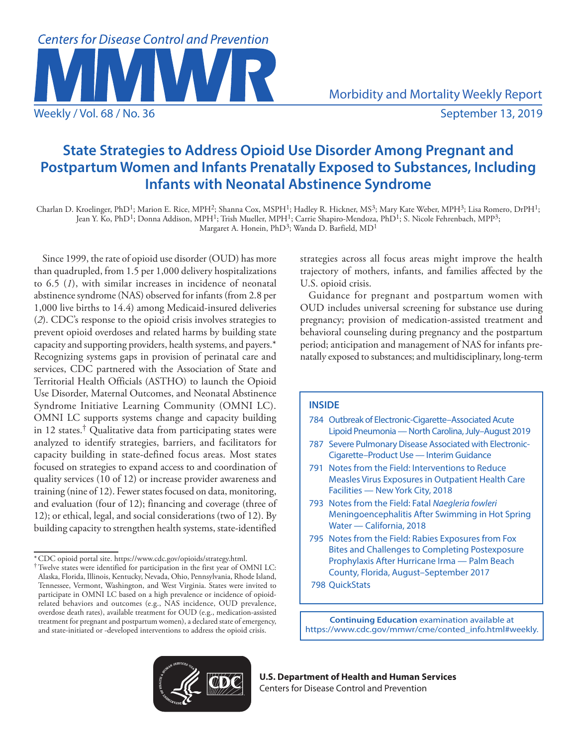# State Strategies to Address Opioid Use Disorder Among Pregnant and Postpartum Women and Infants Prenatally Exposed to Substances, Including Infants with Neonatal Abstinence Syndrome

Charlan D. Kroelinger, PhD[1]; Marion E. Rice, MPH[2]; Shanna Cox, MSPH[1]; Hadley R. Hickner, MS[3]; Mary Kate Weber, MPH[3]; Lisa Romero, DrPH[1]; Jean Y. Ko, PhD[1]; Donna Addison, MPH[1]; Trish Mueller, MPH[1]; Carrie Shapiro-Mendoza, PhD[1]; S. Nicole Fehrenbach, MPP[3]; Margaret A. Honein, PhD[3]; Wanda D. Barfield, MD[1]

Since 1999, the rate of opioid use disorder (OUD) has more than quadrupled, from 1.5 per 1,000 delivery hospitalizations to 6.5 (*1*), with similar increases in incidence of neonatal abstinence syndrome (NAS) observed for infants (from 2.8 per 1,000 live births to 14.4) among Medicaid-insured deliveries (*2*). CDC's response to the opioid crisis involves strategies to prevent opioid overdoses and related harms by building state capacity and supporting providers, health systems, and payers.* Recognizing systems gaps in provision of perinatal care and services, CDC partnered with the Association of State and Territorial Health Officials (ASTHO) to launch the Opioid Use Disorder, Maternal Outcomes, and Neonatal Abstinence Syndrome Initiative Learning Community (OMNI LC). OMNI LC supports systems change and capacity building in 12 states.† Qualitative data from participating states were analyzed to identify strategies, barriers, and facilitators for capacity building in state-defined focus areas. Most states focused on strategies to expand access to and coordination of quality services (10 of 12) or increase provider awareness and training (nine of 12). Fewer states focused on data, monitoring, and evaluation (four of 12); financing and coverage (three of 12); or ethical, legal, and social considerations (two of 12). By building capacity to strengthen health systems, state-identified strategies across all focus areas might improve the health trajectory of mothers, infants, and families affected by the U.S. opioid crisis.

Guidance for pregnant and postpartum women with OUD includes universal screening for substance use during pregnancy; provision of medication-assisted treatment and behavioral counseling during pregnancy and the postpartum period; anticipation and management of NAS for infants prenatally exposed to substances; and multidisciplinary, long-term

\* CDC opioid portal site. https://www.cdc.gov/opioids/strategy.html.

† Twelve states were identified for participation in the first year of OMNI LC: Alaska, Florida, Illinois, Kentucky, Nevada, Ohio, Pennsylvania, Rhode Island, Tennessee, Vermont, Washington, and West Virginia. States were invited to participate in OMNI LC based on a high prevalence or incidence of opioid-related behaviors and outcomes (e.g., NAS incidence, OUD prevalence, overdose death rates), available treatment for OUD (e.g., medication-assisted treatment for pregnant and postpartum women), a declared state of emergency, and state-initiated or -developed interventions to address the opioid crisis.

**INSIDE**

- 784 Outbreak of Electronic-Cigarette–Associated Acute Lipoid Pneumonia — North Carolina, July–August 2019
- 787 Severe Pulmonary Disease Associated with Electronic-Cigarette–Product Use — Interim Guidance
- 791 Notes from the Field: Interventions to Reduce Measles Virus Exposures in Outpatient Health Care Facilities — New York City, 2018
- 793 Notes from the Field: Fatal *Naegleria fowleri* Meningoencephalitis After Swimming in Hot Spring Water — California, 2018
- 795 Notes from the Field: Rabies Exposures from Fox Bites and Challenges to Completing Postexposure Prophylaxis After Hurricane Irma — Palm Beach County, Florida, August–September 2017
- 798 QuickStats

**Continuing Education** examination available at https://www.cdc.gov/mmwr/cme/conted_info.html#weekly.

**U.S. Department of Health and Human Services**
Centers for Disease Control and Prevention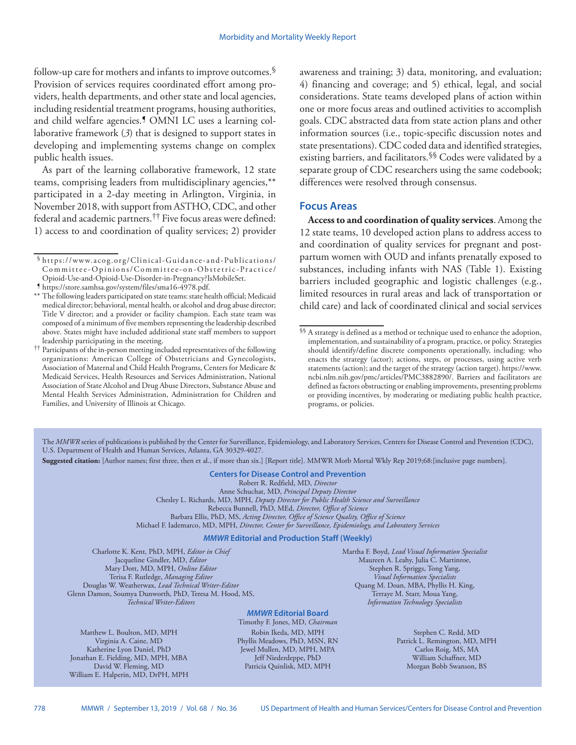follow-up care for mothers and infants to improve outcomes.[§] Provision of services requires coordinated effort among providers, health departments, and other state and local agencies, including residential treatment programs, housing authorities, and child welfare agencies.[¶] OMNI LC uses a learning collaborative framework (*3*) that is designed to support states in developing and implementing systems change on complex public health issues.

As part of the learning collaborative framework, 12 state teams, comprising leaders from multidisciplinary agencies,[**] participated in a 2-day meeting in Arlington, Virginia, in November 2018, with support from ASTHO, CDC, and other federal and academic partners.[††] Five focus areas were defined: 1) access to and coordination of quality services; 2) provider awareness and training; 3) data, monitoring, and evaluation; 4) financing and coverage; and 5) ethical, legal, and social considerations. State teams developed plans of action within one or more focus areas and outlined activities to accomplish goals. CDC abstracted data from state action plans and other information sources (i.e., topic-specific discussion notes and state presentations). CDC coded data and identified strategies, existing barriers, and facilitators.[§§] Codes were validated by a separate group of CDC researchers using the same codebook; differences were resolved through consensus.

## Focus Areas

**Access to and coordination of quality services**. Among the 12 state teams, 10 developed action plans to address access to and coordination of quality services for pregnant and postpartum women with OUD and infants prenatally exposed to substances, including infants with NAS (Table 1). Existing barriers included geographic and logistic challenges (e.g., limited resources in rural areas and lack of transportation or child care) and lack of coordinated clinical and social services

---

[§] https://www.acog.org/Clinical-Guidance-and-Publications/Committee-Opinions/Committee-on-Obstetric-Practice/Opioid-Use-and-Opioid-Use-Disorder-in-Pregnancy?IsMobileSet.

[¶] https://store.samhsa.gov/system/files/sma16-4978.pdf.

[**] The following leaders participated on state teams: state health official; Medicaid medical director; behavioral, mental health, or alcohol and drug abuse director; Title V director; and a provider or facility champion. Each state team was composed of a minimum of five members representing the leadership described above. States might have included additional state staff members to support leadership participating in the meeting.

[††] Participants of the in-person meeting included representatives of the following organizations: American College of Obstetricians and Gynecologists, Association of Maternal and Child Health Programs, Centers for Medicare & Medicaid Services, Health Resources and Services Administration, National Association of State Alcohol and Drug Abuse Directors, Substance Abuse and Mental Health Services Administration, Administration for Children and Families, and University of Illinois at Chicago.

[§§] A strategy is defined as a method or technique used to enhance the adoption, implementation, and sustainability of a program, practice, or policy. Strategies should identify/define discrete components operationally, including: who enacts the strategy (actor); actions, steps, or processes, using active verb statements (action); and the target of the strategy (action target). https://www.ncbi.nlm.nih.gov/pmc/articles/PMC3882890/. Barriers and facilitators are defined as factors obstructing or enabling improvements, presenting problems or providing incentives, by moderating or mediating public health practice, programs, or policies.

---

The *MMWR* series of publications is published by the Center for Surveillance, Epidemiology, and Laboratory Services, Centers for Disease Control and Prevention (CDC), U.S. Department of Health and Human Services, Atlanta, GA 30329-4027.

**Suggested citation:** [Author names; first three, then et al., if more than six.] [Report title]. MMWR Morb Mortal Wkly Rep 2019;68:[inclusive page numbers].

**Centers for Disease Control and Prevention**

Robert R. Redfield, MD, *Director*
Anne Schuchat, MD, *Principal Deputy Director*
Chesley L. Richards, MD, MPH, *Deputy Director for Public Health Science and Surveillance*
Rebecca Bunnell, PhD, MEd, *Director, Office of Science*
Barbara Ellis, PhD, MS, *Acting Director, Office of Science Quality, Office of Science*
Michael F. Iademarco, MD, MPH, *Director, Center for Surveillance, Epidemiology, and Laboratory Services*

***MMWR* Editorial and Production Staff (Weekly)**

Charlotte K. Kent, PhD, MPH, *Editor in Chief*
Jacqueline Gindler, MD, *Editor*
Mary Dott, MD, MPH, *Online Editor*
Terisa F. Rutledge, *Managing Editor*
Douglas W. Weatherwax, *Lead Technical Writer-Editor*
Glenn Damon, Soumya Dunworth, PhD, Teresa M. Hood, MS, *Technical Writer-Editors*

Martha F. Boyd, *Lead Visual Information Specialist*
Maureen A. Leahy, Julia C. Martinroe, Stephen R. Spriggs, Tong Yang, *Visual Information Specialists*
Quang M. Doan, MBA, Phyllis H. King, Terraye M. Starr, Moua Yang, *Information Technology Specialists*

***MMWR* Editorial Board**

Timothy F. Jones, MD, *Chairman*

Matthew L. Boulton, MD, MPH
Virginia A. Caine, MD
Katherine Lyon Daniel, PhD
Jonathan E. Fielding, MD, MPH, MBA
David W. Fleming, MD
William E. Halperin, MD, DrPH, MPH

Robin Ikeda, MD, MPH
Phyllis Meadows, PhD, MSN, RN
Jewel Mullen, MD, MPH, MPA
Jeff Niederdeppe, PhD
Patricia Quinlisk, MD, MPH

Stephen C. Redd, MD
Patrick L. Remington, MD, MPH
Carlos Roig, MS, MA
William Schaffner, MD
Morgan Bobb Swanson, BS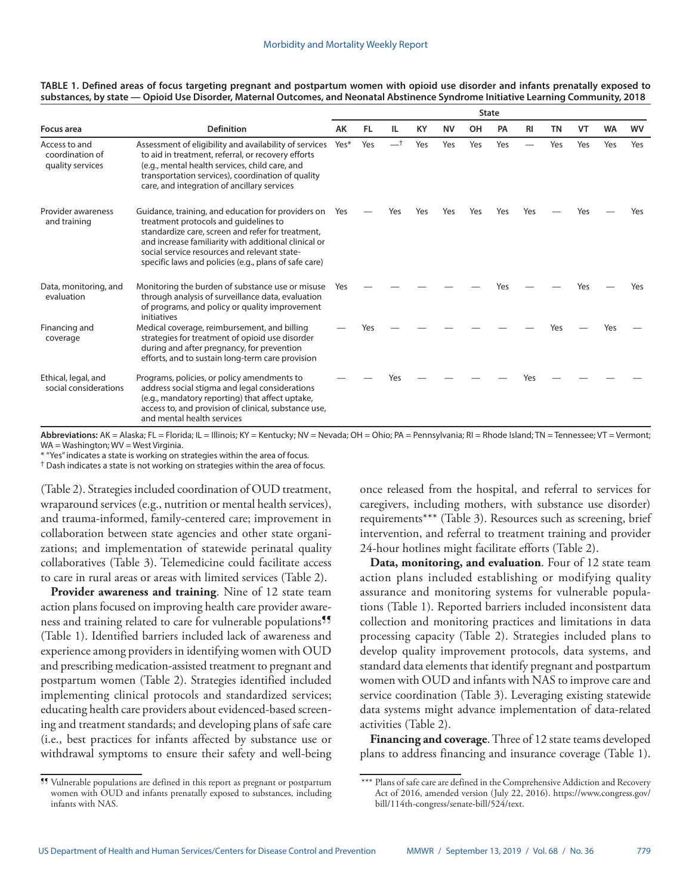**TABLE 1. Defined areas of focus targeting pregnant and postpartum women with opioid use disorder and infants prenatally exposed to substances, by state — Opioid Use Disorder, Maternal Outcomes, and Neonatal Abstinence Syndrome Initiative Learning Community, 2018**

| Focus area | Definition | State | | | | | | | | | | | |
|---|---|---|---|---|---|---|---|---|---|---|---|---|---|
| | | AK | FL | IL | KY | NV | OH | PA | RI | TN | VT | WA | WV |
| Access to and coordination of quality services | Assessment of eligibility and availability of services to aid in treatment, referral, or recovery efforts (e.g., mental health services, child care, and transportation services), coordination of quality care, and integration of ancillary services | Yes* | Yes | —† | Yes | Yes | Yes | Yes | — | Yes | Yes | Yes | Yes |
| Provider awareness and training | Guidance, training, and education for providers on treatment protocols and guidelines to standardize care, screen and refer for treatment, and increase familiarity with additional clinical or social service resources and relevant state-specific laws and policies (e.g., plans of safe care) | Yes | — | Yes | Yes | Yes | Yes | Yes | Yes | — | Yes | — | Yes |
| Data, monitoring, and evaluation | Monitoring the burden of substance use or misuse through analysis of surveillance data, evaluation of programs, and policy or quality improvement initiatives | Yes | — | — | — | — | — | Yes | — | — | Yes | — | Yes |
| Financing and coverage | Medical coverage, reimbursement, and billing strategies for treatment of opioid use disorder during and after pregnancy, for prevention efforts, and to sustain long-term care provision | — | Yes | — | — | — | — | — | — | Yes | — | Yes | — |
| Ethical, legal, and social considerations | Programs, policies, or policy amendments to address social stigma and legal considerations (e.g., mandatory reporting) that affect uptake, access to, and provision of clinical, substance use, and mental health services | — | — | Yes | — | — | — | — | Yes | — | — | — | — |

**Abbreviations:** AK = Alaska; FL = Florida; IL = Illinois; KY = Kentucky; NV = Nevada; OH = Ohio; PA = Pennsylvania; RI = Rhode Island; TN = Tennessee; VT = Vermont; WA = Washington; WV = West Virginia.

\* "Yes" indicates a state is working on strategies within the area of focus.

† Dash indicates a state is not working on strategies within the area of focus.

(Table 2). Strategies included coordination of OUD treatment, wraparound services (e.g., nutrition or mental health services), and trauma-informed, family-centered care; improvement in collaboration between state agencies and other state organizations; and implementation of statewide perinatal quality collaboratives (Table 3). Telemedicine could facilitate access to care in rural areas or areas with limited services (Table 2).

**Provider awareness and training**. Nine of 12 state team action plans focused on improving health care provider awareness and training related to care for vulnerable populations¶¶ (Table 1). Identified barriers included lack of awareness and experience among providers in identifying women with OUD and prescribing medication-assisted treatment to pregnant and postpartum women (Table 2). Strategies identified included implementing clinical protocols and standardized services; educating health care providers about evidenced-based screening and treatment standards; and developing plans of safe care (i.e., best practices for infants affected by substance use or withdrawal symptoms to ensure their safety and well-being once released from the hospital, and referral to services for caregivers, including mothers, with substance use disorder) requirements*** (Table 3). Resources such as screening, brief intervention, and referral to treatment training and provider 24-hour hotlines might facilitate efforts (Table 2).

**Data, monitoring, and evaluation**. Four of 12 state team action plans included establishing or modifying quality assurance and monitoring systems for vulnerable populations (Table 1). Reported barriers included inconsistent data collection and monitoring practices and limitations in data processing capacity (Table 2). Strategies included plans to develop quality improvement protocols, data systems, and standard data elements that identify pregnant and postpartum women with OUD and infants with NAS to improve care and service coordination (Table 3). Leveraging existing statewide data systems might advance implementation of data-related activities (Table 2).

**Financing and coverage**. Three of 12 state teams developed plans to address financing and insurance coverage (Table 1).

¶¶ Vulnerable populations are defined in this report as pregnant or postpartum women with OUD and infants prenatally exposed to substances, including infants with NAS.

\*\*\* Plans of safe care are defined in the Comprehensive Addiction and Recovery Act of 2016, amended version (July 22, 2016). https://www.congress.gov/bill/114th-congress/senate-bill/524/text.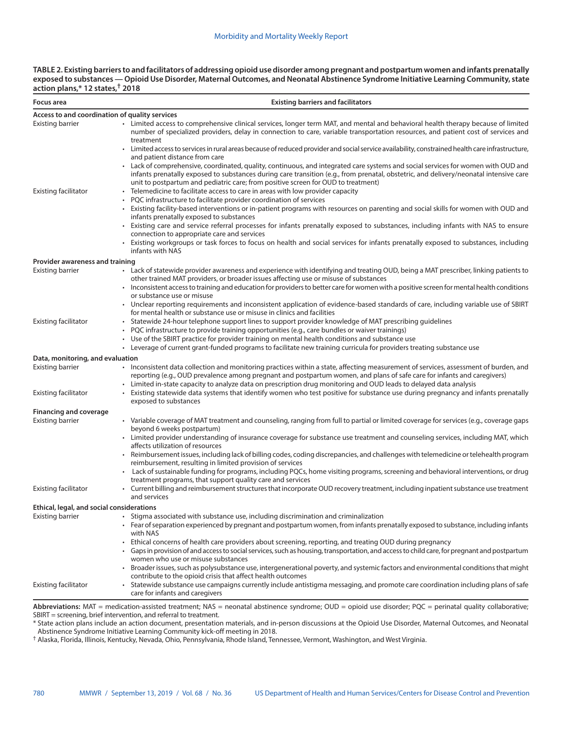**TABLE 2. Existing barriers to and facilitators of addressing opioid use disorder among pregnant and postpartum women and infants prenatally exposed to substances — Opioid Use Disorder, Maternal Outcomes, and Neonatal Abstinence Syndrome Initiative Learning Community, state action plans,* 12 states,† 2018**

| Focus area | Existing barriers and facilitators |
|---|---|
| **Access to and coordination of quality services** | |
| Existing barrier | • Limited access to comprehensive clinical services, longer term MAT, and mental and behavioral health therapy because of limited number of specialized providers, delay in connection to care, variable transportation resources, and patient cost of services and treatment |
| | • Limited access to services in rural areas because of reduced provider and social service availability, constrained health care infrastructure, and patient distance from care |
| | • Lack of comprehensive, coordinated, quality, continuous, and integrated care systems and social services for women with OUD and infants prenatally exposed to substances during care transition (e.g., from prenatal, obstetric, and delivery/neonatal intensive care unit to postpartum and pediatric care; from positive screen for OUD to treatment) |
| Existing facilitator | • Telemedicine to facilitate access to care in areas with low provider capacity |
| | • PQC infrastructure to facilitate provider coordination of services |
| | • Existing facility-based interventions or in-patient programs with resources on parenting and social skills for women with OUD and infants prenatally exposed to substances |
| | • Existing care and service referral processes for infants prenatally exposed to substances, including infants with NAS to ensure connection to appropriate care and services |
| | • Existing workgroups or task forces to focus on health and social services for infants prenatally exposed to substances, including infants with NAS |
| **Provider awareness and training** | |
| Existing barrier | • Lack of statewide provider awareness and experience with identifying and treating OUD, being a MAT prescriber, linking patients to other trained MAT providers, or broader issues affecting use or misuse of substances |
| | • Inconsistent access to training and education for providers to better care for women with a positive screen for mental health conditions or substance use or misuse |
| | • Unclear reporting requirements and inconsistent application of evidence-based standards of care, including variable use of SBIRT for mental health or substance use or misuse in clinics and facilities |
| Existing facilitator | • Statewide 24-hour telephone support lines to support provider knowledge of MAT prescribing guidelines |
| | • PQC infrastructure to provide training opportunities (e.g., care bundles or waiver trainings) |
| | • Use of the SBIRT practice for provider training on mental health conditions and substance use |
| | • Leverage of current grant-funded programs to facilitate new training curricula for providers treating substance use |
| **Data, monitoring, and evaluation** | |
| Existing barrier | • Inconsistent data collection and monitoring practices within a state, affecting measurement of services, assessment of burden, and reporting (e.g., OUD prevalence among pregnant and postpartum women, and plans of safe care for infants and caregivers) |
| | • Limited in-state capacity to analyze data on prescription drug monitoring and OUD leads to delayed data analysis |
| Existing facilitator | • Existing statewide data systems that identify women who test positive for substance use during pregnancy and infants prenatally exposed to substances |
| **Financing and coverage** | |
| Existing barrier | • Variable coverage of MAT treatment and counseling, ranging from full to partial or limited coverage for services (e.g., coverage gaps beyond 6 weeks postpartum) |
| | • Limited provider understanding of insurance coverage for substance use treatment and counseling services, including MAT, which affects utilization of resources |
| | • Reimbursement issues, including lack of billing codes, coding discrepancies, and challenges with telemedicine or telehealth program reimbursement, resulting in limited provision of services |
| | • Lack of sustainable funding for programs, including PQCs, home visiting programs, screening and behavioral interventions, or drug treatment programs, that support quality care and services |
| Existing facilitator | • Current billing and reimbursement structures that incorporate OUD recovery treatment, including inpatient substance use treatment and services |
| **Ethical, legal, and social considerations** | |
| Existing barrier | • Stigma associated with substance use, including discrimination and criminalization |
| | • Fear of separation experienced by pregnant and postpartum women, from infants prenatally exposed to substance, including infants with NAS |
| | • Ethical concerns of health care providers about screening, reporting, and treating OUD during pregnancy |
| | • Gaps in provision of and access to social services, such as housing, transportation, and access to child care, for pregnant and postpartum women who use or misuse substances |
| | • Broader issues, such as polysubstance use, intergenerational poverty, and systemic factors and environmental conditions that might contribute to the opioid crisis that affect health outcomes |
| Existing facilitator | • Statewide substance use campaigns currently include antistigma messaging, and promote care coordination including plans of safe care for infants and caregivers |

**Abbreviations:** MAT = medication-assisted treatment; NAS = neonatal abstinence syndrome; OUD = opioid use disorder; PQC = perinatal quality collaborative; SBIRT = screening, brief intervention, and referral to treatment.

* State action plans include an action document, presentation materials, and in-person discussions at the Opioid Use Disorder, Maternal Outcomes, and Neonatal Abstinence Syndrome Initiative Learning Community kick-off meeting in 2018.

† Alaska, Florida, Illinois, Kentucky, Nevada, Ohio, Pennsylvania, Rhode Island, Tennessee, Vermont, Washington, and West Virginia.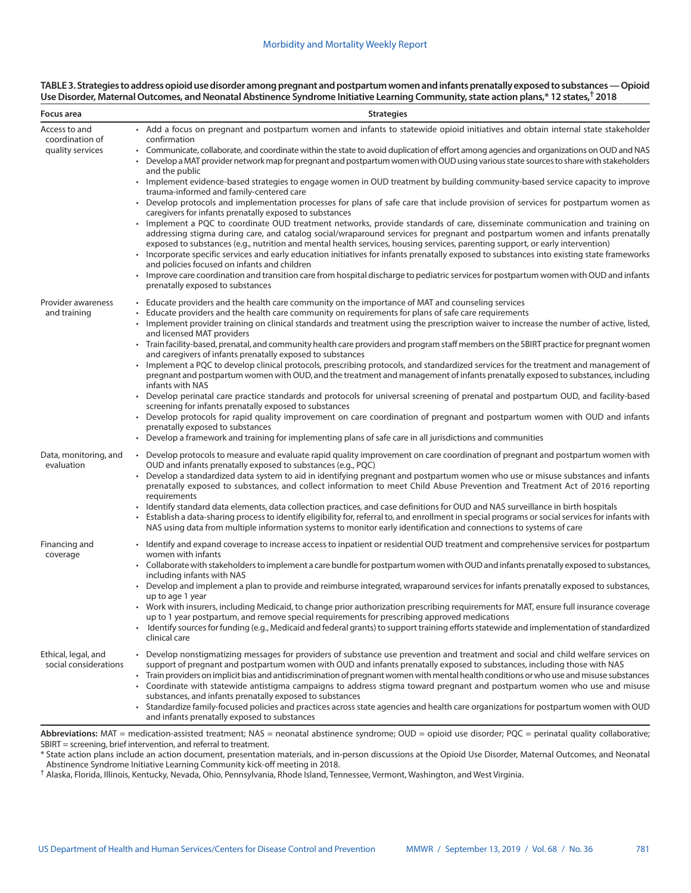**TABLE 3. Strategies to address opioid use disorder among pregnant and postpartum women and infants prenatally exposed to substances — Opioid Use Disorder, Maternal Outcomes, and Neonatal Abstinence Syndrome Initiative Learning Community, state action plans,* 12 states,† 2018**

| Focus area | Strategies |
|---|---|
| Access to and coordination of quality services | • Add a focus on pregnant and postpartum women and infants to statewide opioid initiatives and obtain internal state stakeholder confirmation<br>• Communicate, collaborate, and coordinate within the state to avoid duplication of effort among agencies and organizations on OUD and NAS<br>• Develop a MAT provider network map for pregnant and postpartum women with OUD using various state sources to share with stakeholders and the public<br>• Implement evidence-based strategies to engage women in OUD treatment by building community-based service capacity to improve trauma-informed and family-centered care<br>• Develop protocols and implementation processes for plans of safe care that include provision of services for postpartum women as caregivers for infants prenatally exposed to substances<br>• Implement a PQC to coordinate OUD treatment networks, provide standards of care, disseminate communication and training on addressing stigma during care, and catalog social/wraparound services for pregnant and postpartum women and infants prenatally exposed to substances (e.g., nutrition and mental health services, housing services, parenting support, or early intervention)<br>• Incorporate specific services and early education initiatives for infants prenatally exposed to substances into existing state frameworks and policies focused on infants and children<br>• Improve care coordination and transition care from hospital discharge to pediatric services for postpartum women with OUD and infants prenatally exposed to substances |
| Provider awareness and training | • Educate providers and the health care community on the importance of MAT and counseling services<br>• Educate providers and the health care community on requirements for plans of safe care requirements<br>• Implement provider training on clinical standards and treatment using the prescription waiver to increase the number of active, listed, and licensed MAT providers<br>• Train facility-based, prenatal, and community health care providers and program staff members on the SBIRT practice for pregnant women and caregivers of infants prenatally exposed to substances<br>• Implement a PQC to develop clinical protocols, prescribing protocols, and standardized services for the treatment and management of pregnant and postpartum women with OUD, and the treatment and management of infants prenatally exposed to substances, including infants with NAS<br>• Develop perinatal care practice standards and protocols for universal screening of prenatal and postpartum OUD, and facility-based screening for infants prenatally exposed to substances<br>• Develop protocols for rapid quality improvement on care coordination of pregnant and postpartum women with OUD and infants prenatally exposed to substances<br>• Develop a framework and training for implementing plans of safe care in all jurisdictions and communities |
| Data, monitoring, and evaluation | • Develop protocols to measure and evaluate rapid quality improvement on care coordination of pregnant and postpartum women with OUD and infants prenatally exposed to substances (e.g., PQC)<br>• Develop a standardized data system to aid in identifying pregnant and postpartum women who use or misuse substances and infants prenatally exposed to substances, and collect information to meet Child Abuse Prevention and Treatment Act of 2016 reporting requirements<br>• Identify standard data elements, data collection practices, and case definitions for OUD and NAS surveillance in birth hospitals<br>• Establish a data-sharing process to identify eligibility for, referral to, and enrollment in special programs or social services for infants with NAS using data from multiple information systems to monitor early identification and connections to systems of care |
| Financing and coverage | • Identify and expand coverage to increase access to inpatient or residential OUD treatment and comprehensive services for postpartum women with infants<br>• Collaborate with stakeholders to implement a care bundle for postpartum women with OUD and infants prenatally exposed to substances, including infants with NAS<br>• Develop and implement a plan to provide and reimburse integrated, wraparound services for infants prenatally exposed to substances, up to age 1 year<br>• Work with insurers, including Medicaid, to change prior authorization prescribing requirements for MAT, ensure full insurance coverage up to 1 year postpartum, and remove special requirements for prescribing approved medications<br>• Identify sources for funding (e.g., Medicaid and federal grants) to support training efforts statewide and implementation of standardized clinical care |
| Ethical, legal, and social considerations | • Develop nonstigmatizing messages for providers of substance use prevention and treatment and social and child welfare services on support of pregnant and postpartum women with OUD and infants prenatally exposed to substances, including those with NAS<br>• Train providers on implicit bias and antidiscrimination of pregnant women with mental health conditions or who use and misuse substances<br>• Coordinate with statewide antistigma campaigns to address stigma toward pregnant and postpartum women who use and misuse substances, and infants prenatally exposed to substances<br>• Standardize family-focused policies and practices across state agencies and health care organizations for postpartum women with OUD and infants prenatally exposed to substances |

**Abbreviations:** MAT = medication-assisted treatment; NAS = neonatal abstinence syndrome; OUD = opioid use disorder; PQC = perinatal quality collaborative; SBIRT = screening, brief intervention, and referral to treatment.

* State action plans include an action document, presentation materials, and in-person discussions at the Opioid Use Disorder, Maternal Outcomes, and Neonatal Abstinence Syndrome Initiative Learning Community kick-off meeting in 2018.

† Alaska, Florida, Illinois, Kentucky, Nevada, Ohio, Pennsylvania, Rhode Island, Tennessee, Vermont, Washington, and West Virginia.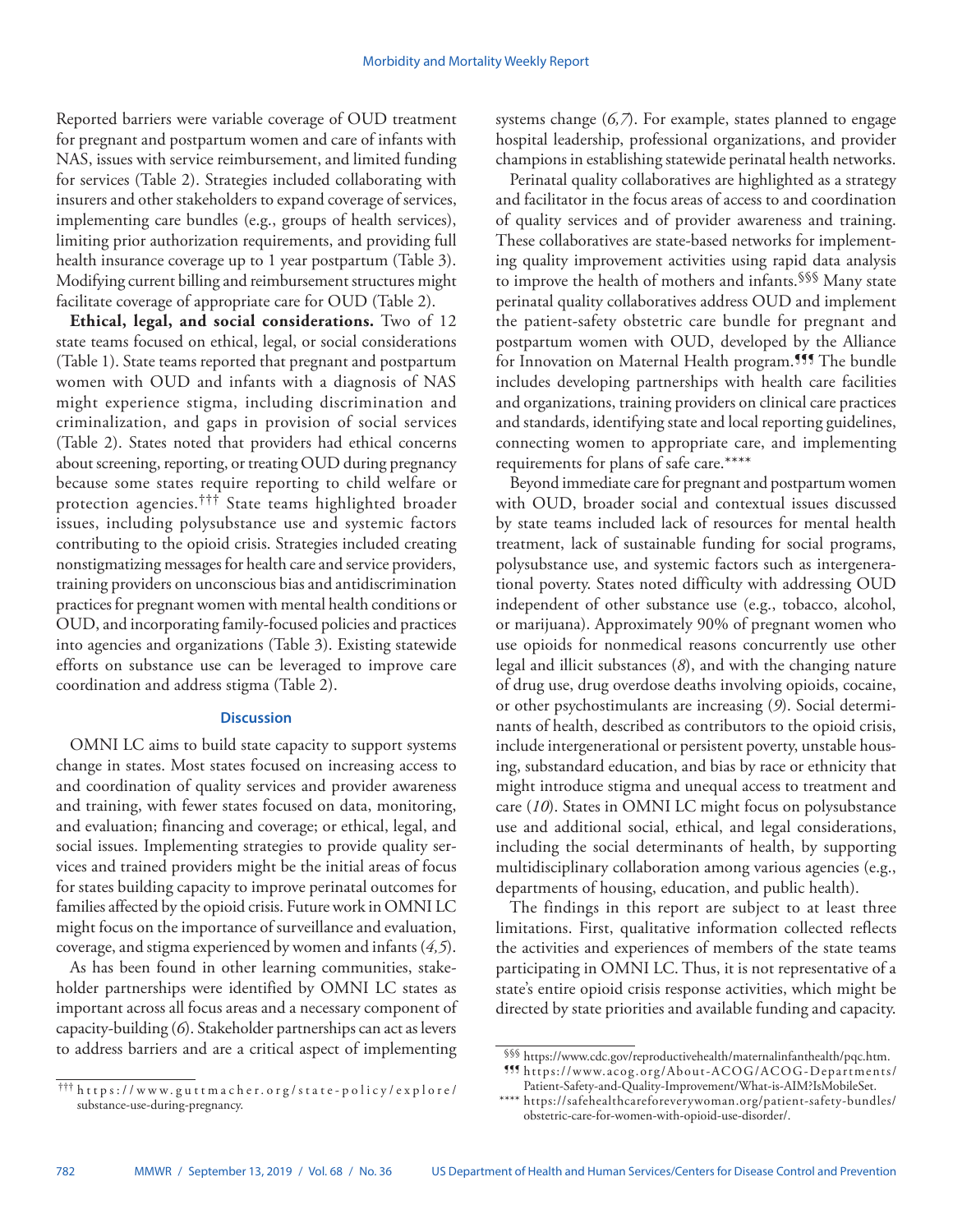Reported barriers were variable coverage of OUD treatment for pregnant and postpartum women and care of infants with NAS, issues with service reimbursement, and limited funding for services (Table 2). Strategies included collaborating with insurers and other stakeholders to expand coverage of services, implementing care bundles (e.g., groups of health services), limiting prior authorization requirements, and providing full health insurance coverage up to 1 year postpartum (Table 3). Modifying current billing and reimbursement structures might facilitate coverage of appropriate care for OUD (Table 2).

**Ethical, legal, and social considerations.** Two of 12 state teams focused on ethical, legal, or social considerations (Table 1). State teams reported that pregnant and postpartum women with OUD and infants with a diagnosis of NAS might experience stigma, including discrimination and criminalization, and gaps in provision of social services (Table 2). States noted that providers had ethical concerns about screening, reporting, or treating OUD during pregnancy because some states require reporting to child welfare or protection agencies.[†††] State teams highlighted broader issues, including polysubstance use and systemic factors contributing to the opioid crisis. Strategies included creating nonstigmatizing messages for health care and service providers, training providers on unconscious bias and antidiscrimination practices for pregnant women with mental health conditions or OUD, and incorporating family-focused policies and practices into agencies and organizations (Table 3). Existing statewide efforts on substance use can be leveraged to improve care coordination and address stigma (Table 2).

## Discussion

OMNI LC aims to build state capacity to support systems change in states. Most states focused on increasing access to and coordination of quality services and provider awareness and training, with fewer states focused on data, monitoring, and evaluation; financing and coverage; or ethical, legal, and social issues. Implementing strategies to provide quality services and trained providers might be the initial areas of focus for states building capacity to improve perinatal outcomes for families affected by the opioid crisis. Future work in OMNI LC might focus on the importance of surveillance and evaluation, coverage, and stigma experienced by women and infants (*4,5*).

As has been found in other learning communities, stakeholder partnerships were identified by OMNI LC states as important across all focus areas and a necessary component of capacity-building (*6*). Stakeholder partnerships can act as levers to address barriers and are a critical aspect of implementing systems change (*6,7*). For example, states planned to engage hospital leadership, professional organizations, and provider champions in establishing statewide perinatal health networks.

Perinatal quality collaboratives are highlighted as a strategy and facilitator in the focus areas of access to and coordination of quality services and of provider awareness and training. These collaboratives are state-based networks for implementing quality improvement activities using rapid data analysis to improve the health of mothers and infants.[§§§] Many state perinatal quality collaboratives address OUD and implement the patient-safety obstetric care bundle for pregnant and postpartum women with OUD, developed by the Alliance for Innovation on Maternal Health program.[¶¶¶] The bundle includes developing partnerships with health care facilities and organizations, training providers on clinical care practices and standards, identifying state and local reporting guidelines, connecting women to appropriate care, and implementing requirements for plans of safe care.[****]

Beyond immediate care for pregnant and postpartum women with OUD, broader social and contextual issues discussed by state teams included lack of resources for mental health treatment, lack of sustainable funding for social programs, polysubstance use, and systemic factors such as intergenerational poverty. States noted difficulty with addressing OUD independent of other substance use (e.g., tobacco, alcohol, or marijuana). Approximately 90% of pregnant women who use opioids for nonmedical reasons concurrently use other legal and illicit substances (*8*), and with the changing nature of drug use, drug overdose deaths involving opioids, cocaine, or other psychostimulants are increasing (*9*). Social determinants of health, described as contributors to the opioid crisis, include intergenerational or persistent poverty, unstable housing, substandard education, and bias by race or ethnicity that might introduce stigma and unequal access to treatment and care (*10*). States in OMNI LC might focus on polysubstance use and additional social, ethical, and legal considerations, including the social determinants of health, by supporting multidisciplinary collaboration among various agencies (e.g., departments of housing, education, and public health).

The findings in this report are subject to at least three limitations. First, qualitative information collected reflects the activities and experiences of members of the state teams participating in OMNI LC. Thus, it is not representative of a state's entire opioid crisis response activities, which might be directed by state priorities and available funding and capacity.

---

††† https://www.guttmacher.org/state-policy/explore/substance-use-during-pregnancy.

§§§ https://www.cdc.gov/reproductivehealth/maternalinfanthealth/pqc.htm.

¶¶¶ https://www.acog.org/About-ACOG/ACOG-Departments/Patient-Safety-and-Quality-Improvement/What-is-AIM?IsMobileSet.

**** https://safehealthcareforeverywoman.org/patient-safety-bundles/obstetric-care-for-women-with-opioid-use-disorder/.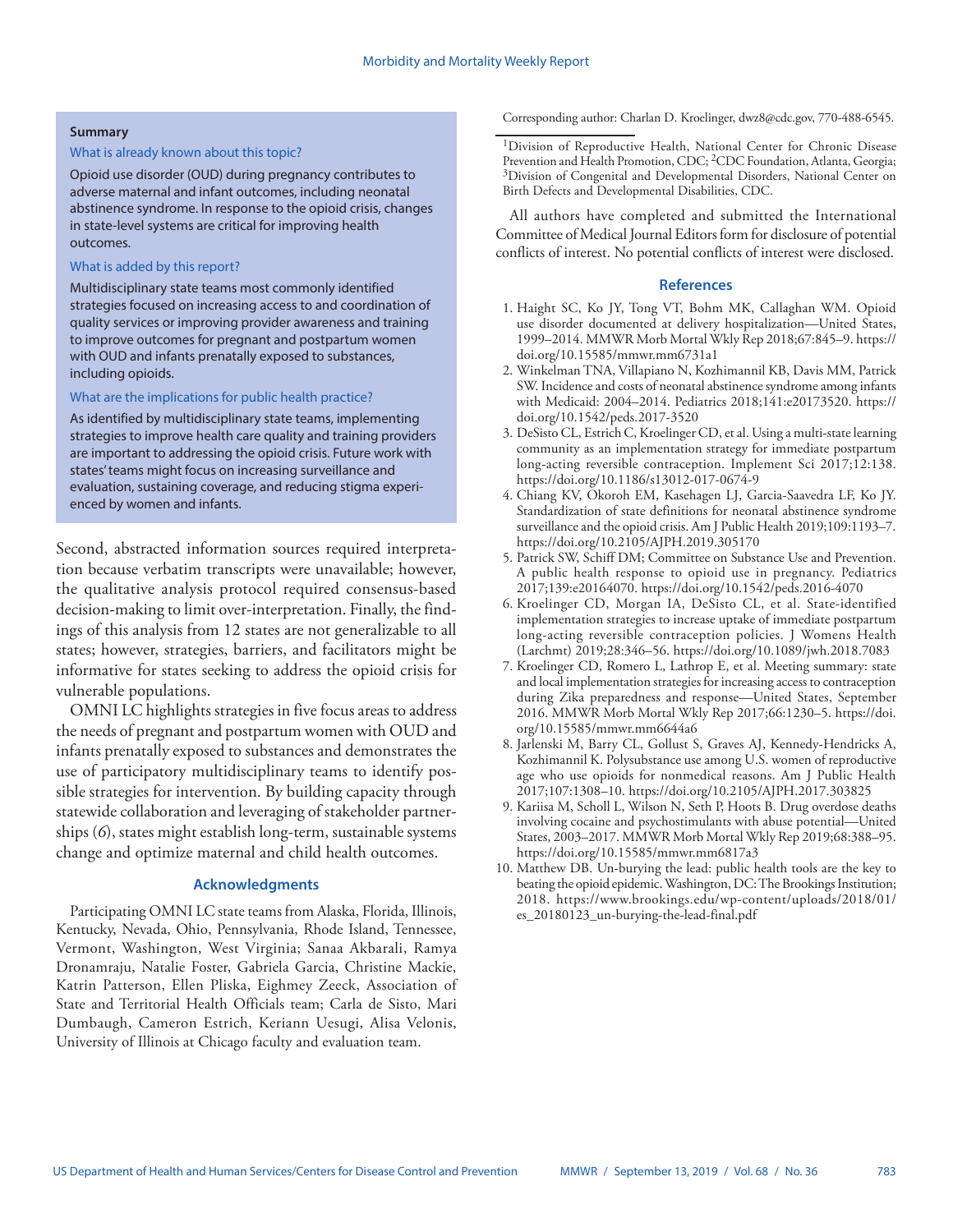**Summary**

**What is already known about this topic?**

Opioid use disorder (OUD) during pregnancy contributes to adverse maternal and infant outcomes, including neonatal abstinence syndrome. In response to the opioid crisis, changes in state-level systems are critical for improving health outcomes.

**What is added by this report?**

Multidisciplinary state teams most commonly identified strategies focused on increasing access to and coordination of quality services or improving provider awareness and training to improve outcomes for pregnant and postpartum women with OUD and infants prenatally exposed to substances, including opioids.

**What are the implications for public health practice?**

As identified by multidisciplinary state teams, implementing strategies to improve health care quality and training providers are important to addressing the opioid crisis. Future work with states' teams might focus on increasing surveillance and evaluation, sustaining coverage, and reducing stigma experienced by women and infants.

Second, abstracted information sources required interpretation because verbatim transcripts were unavailable; however, the qualitative analysis protocol required consensus-based decision-making to limit over-interpretation. Finally, the findings of this analysis from 12 states are not generalizable to all states; however, strategies, barriers, and facilitators might be informative for states seeking to address the opioid crisis for vulnerable populations.

OMNI LC highlights strategies in five focus areas to address the needs of pregnant and postpartum women with OUD and infants prenatally exposed to substances and demonstrates the use of participatory multidisciplinary teams to identify possible strategies for intervention. By building capacity through statewide collaboration and leveraging of stakeholder partnerships (*6*), states might establish long-term, sustainable systems change and optimize maternal and child health outcomes.

## Acknowledgments

Participating OMNI LC state teams from Alaska, Florida, Illinois, Kentucky, Nevada, Ohio, Pennsylvania, Rhode Island, Tennessee, Vermont, Washington, West Virginia; Sanaa Akbarali, Ramya Dronamraju, Natalie Foster, Gabriela Garcia, Christine Mackie, Katrin Patterson, Ellen Pliska, Eighmey Zeeck, Association of State and Territorial Health Officials team; Carla de Sisto, Mari Dumbaugh, Cameron Estrich, Keriann Uesugi, Alisa Velonis, University of Illinois at Chicago faculty and evaluation team.

Corresponding author: Charlan D. Kroelinger, dwz8@cdc.gov, 770-488-6545.

[1]Division of Reproductive Health, National Center for Chronic Disease Prevention and Health Promotion, CDC; [2]CDC Foundation, Atlanta, Georgia; [3]Division of Congenital and Developmental Disorders, National Center on Birth Defects and Developmental Disabilities, CDC.

All authors have completed and submitted the International Committee of Medical Journal Editors form for disclosure of potential conflicts of interest. No potential conflicts of interest were disclosed.

## References

1. Haight SC, Ko JY, Tong VT, Bohm MK, Callaghan WM. Opioid use disorder documented at delivery hospitalization—United States, 1999–2014. MMWR Morb Mortal Wkly Rep 2018;67:845–9. https://doi.org/10.15585/mmwr.mm6731a1
2. Winkelman TNA, Villapiano N, Kozhimannil KB, Davis MM, Patrick SW. Incidence and costs of neonatal abstinence syndrome among infants with Medicaid: 2004–2014. Pediatrics 2018;141:e20173520. https://doi.org/10.1542/peds.2017-3520
3. DeSisto CL, Estrich C, Kroelinger CD, et al. Using a multi-state learning community as an implementation strategy for immediate postpartum long-acting reversible contraception. Implement Sci 2017;12:138. https://doi.org/10.1186/s13012-017-0674-9
4. Chiang KV, Okoroh EM, Kasehagen LJ, Garcia-Saavedra LF, Ko JY. Standardization of state definitions for neonatal abstinence syndrome surveillance and the opioid crisis. Am J Public Health 2019;109:1193–7. https://doi.org/10.2105/AJPH.2019.305170
5. Patrick SW, Schiff DM; Committee on Substance Use and Prevention. A public health response to opioid use in pregnancy. Pediatrics 2017;139:e20164070. https://doi.org/10.1542/peds.2016-4070
6. Kroelinger CD, Morgan IA, DeSisto CL, et al. State-identified implementation strategies to increase uptake of immediate postpartum long-acting reversible contraception policies. J Womens Health (Larchmt) 2019;28:346–56. https://doi.org/10.1089/jwh.2018.7083
7. Kroelinger CD, Romero L, Lathrop E, et al. Meeting summary: state and local implementation strategies for increasing access to contraception during Zika preparedness and response—United States, September 2016. MMWR Morb Mortal Wkly Rep 2017;66:1230–5. https://doi.org/10.15585/mmwr.mm6644a6
8. Jarlenski M, Barry CL, Gollust S, Graves AJ, Kennedy-Hendricks A, Kozhimannil K. Polysubstance use among U.S. women of reproductive age who use opioids for nonmedical reasons. Am J Public Health 2017;107:1308–10. https://doi.org/10.2105/AJPH.2017.303825
9. Kariisa M, Scholl L, Wilson N, Seth P, Hoots B. Drug overdose deaths involving cocaine and psychostimulants with abuse potential—United States, 2003–2017. MMWR Morb Mortal Wkly Rep 2019;68:388–95. https://doi.org/10.15585/mmwr.mm6817a3
10. Matthew DB. Un-burying the lead: public health tools are the key to beating the opioid epidemic. Washington, DC: The Brookings Institution; 2018. https://www.brookings.edu/wp-content/uploads/2018/01/es_20180123_un-burying-the-lead-final.pdf